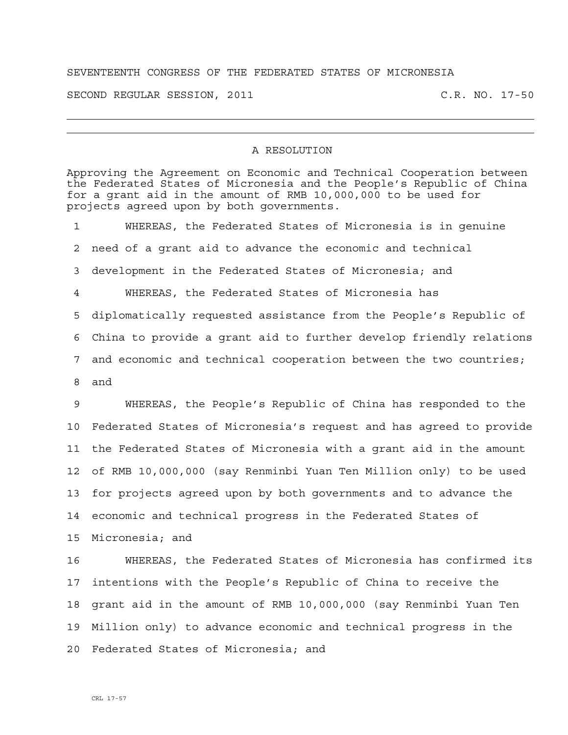SEVENTEENTH CONGRESS OF THE FEDERATED STATES OF MICRONESIA

SECOND REGULAR SESSION, 2011 C.R. NO. 17-50

---

## A RESOLUTION

Approving the Agreement on Economic and Technical Cooperation between the Federated States of Micronesia and the People's Republic of China for a grant aid in the amount of RMB 10,000,000 to be used for projects agreed upon by both governments.

WHEREAS, the Federated States of Micronesia is in genuine need of a grant aid to advance the economic and technical development in the Federated States of Micronesia; and

WHEREAS, the Federated States of Micronesia has diplomatically requested assistance from the People's Republic of China to provide a grant aid to further develop friendly relations and economic and technical cooperation between the two countries; and

WHEREAS, the People's Republic of China has responded to the Federated States of Micronesia's request and has agreed to provide the Federated States of Micronesia with a grant aid in the amount of RMB 10,000,000 (say Renminbi Yuan Ten Million only) to be used for projects agreed upon by both governments and to advance the economic and technical progress in the Federated States of Micronesia; and

WHEREAS, the Federated States of Micronesia has confirmed its intentions with the People's Republic of China to receive the grant aid in the amount of RMB 10,000,000 (say Renminbi Yuan Ten Million only) to advance economic and technical progress in the Federated States of Micronesia; and

CRL 17-57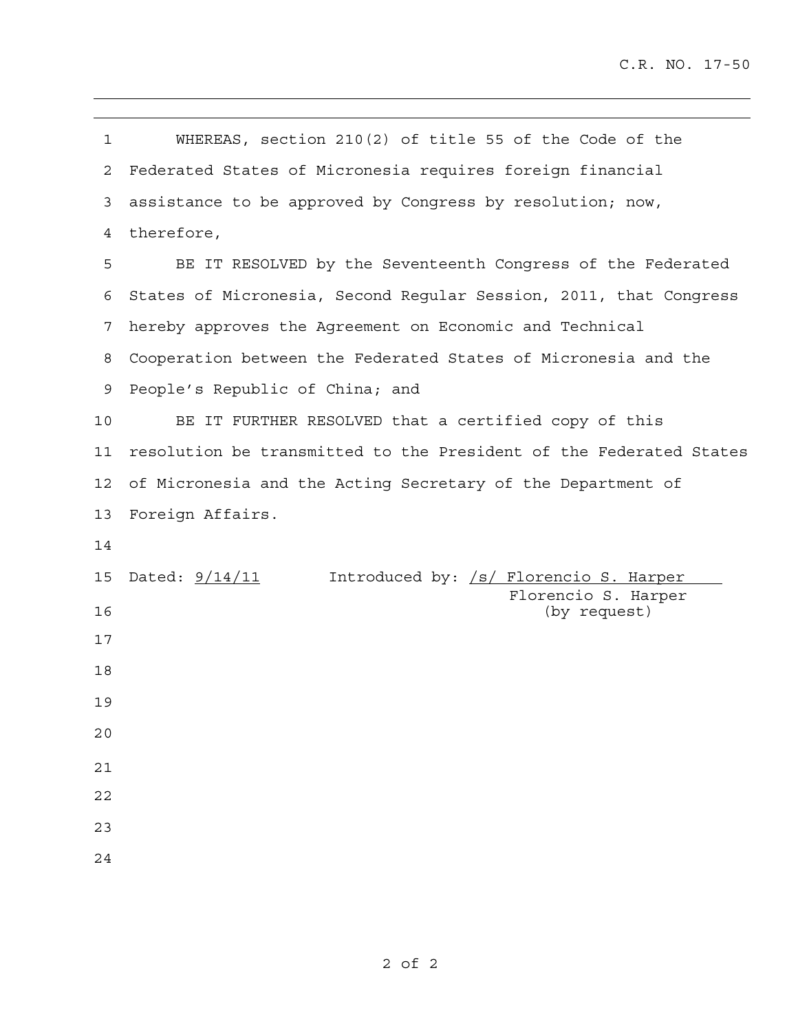WHEREAS, section 210(2) of title 55 of the Code of the Federated States of Micronesia requires foreign financial assistance to be approved by Congress by resolution; now, therefore,

BE IT RESOLVED by the Seventeenth Congress of the Federated States of Micronesia, Second Regular Session, 2011, that Congress hereby approves the Agreement on Economic and Technical Cooperation between the Federated States of Micronesia and the People's Republic of China; and

BE IT FURTHER RESOLVED that a certified copy of this resolution be transmitted to the President of the Federated States of Micronesia and the Acting Secretary of the Department of Foreign Affairs.

Dated: 9/14/11

Introduced by: /s/ Florencio S. Harper
Florencio S. Harper
(by request)